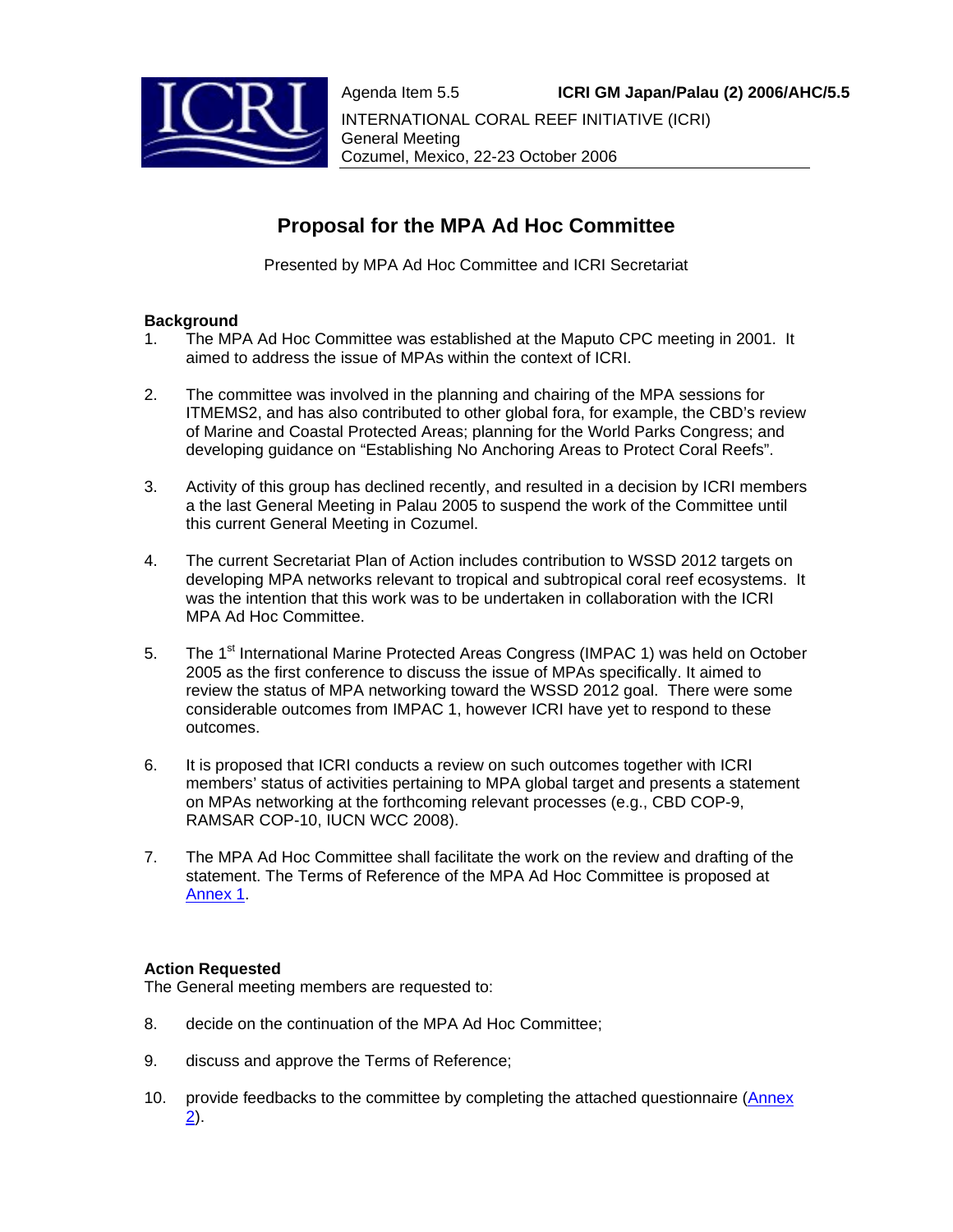Agenda Item 5.5 **ICRI GM Japan/Palau (2) 2006/AHC/5.5**

INTERNATIONAL CORAL REEF INITIATIVE (ICRI)
General Meeting
Cozumel, Mexico, 22-23 October 2006

# Proposal for the MPA Ad Hoc Committee

Presented by MPA Ad Hoc Committee and ICRI Secretariat

**Background**

1. The MPA Ad Hoc Committee was established at the Maputo CPC meeting in 2001. It aimed to address the issue of MPAs within the context of ICRI.

2. The committee was involved in the planning and chairing of the MPA sessions for ITMEMS2, and has also contributed to other global fora, for example, the CBD's review of Marine and Coastal Protected Areas; planning for the World Parks Congress; and developing guidance on "Establishing No Anchoring Areas to Protect Coral Reefs".

3. Activity of this group has declined recently, and resulted in a decision by ICRI members a the last General Meeting in Palau 2005 to suspend the work of the Committee until this current General Meeting in Cozumel.

4. The current Secretariat Plan of Action includes contribution to WSSD 2012 targets on developing MPA networks relevant to tropical and subtropical coral reef ecosystems. It was the intention that this work was to be undertaken in collaboration with the ICRI MPA Ad Hoc Committee.

5. The 1st International Marine Protected Areas Congress (IMPAC 1) was held on October 2005 as the first conference to discuss the issue of MPAs specifically. It aimed to review the status of MPA networking toward the WSSD 2012 goal. There were some considerable outcomes from IMPAC 1, however ICRI have yet to respond to these outcomes.

6. It is proposed that ICRI conducts a review on such outcomes together with ICRI members' status of activities pertaining to MPA global target and presents a statement on MPAs networking at the forthcoming relevant processes (e.g., CBD COP-9, RAMSAR COP-10, IUCN WCC 2008).

7. The MPA Ad Hoc Committee shall facilitate the work on the review and drafting of the statement. The Terms of Reference of the MPA Ad Hoc Committee is proposed at Annex 1.

**Action Requested**

The General meeting members are requested to:

8. decide on the continuation of the MPA Ad Hoc Committee;

9. discuss and approve the Terms of Reference;

10. provide feedbacks to the committee by completing the attached questionnaire (Annex 2).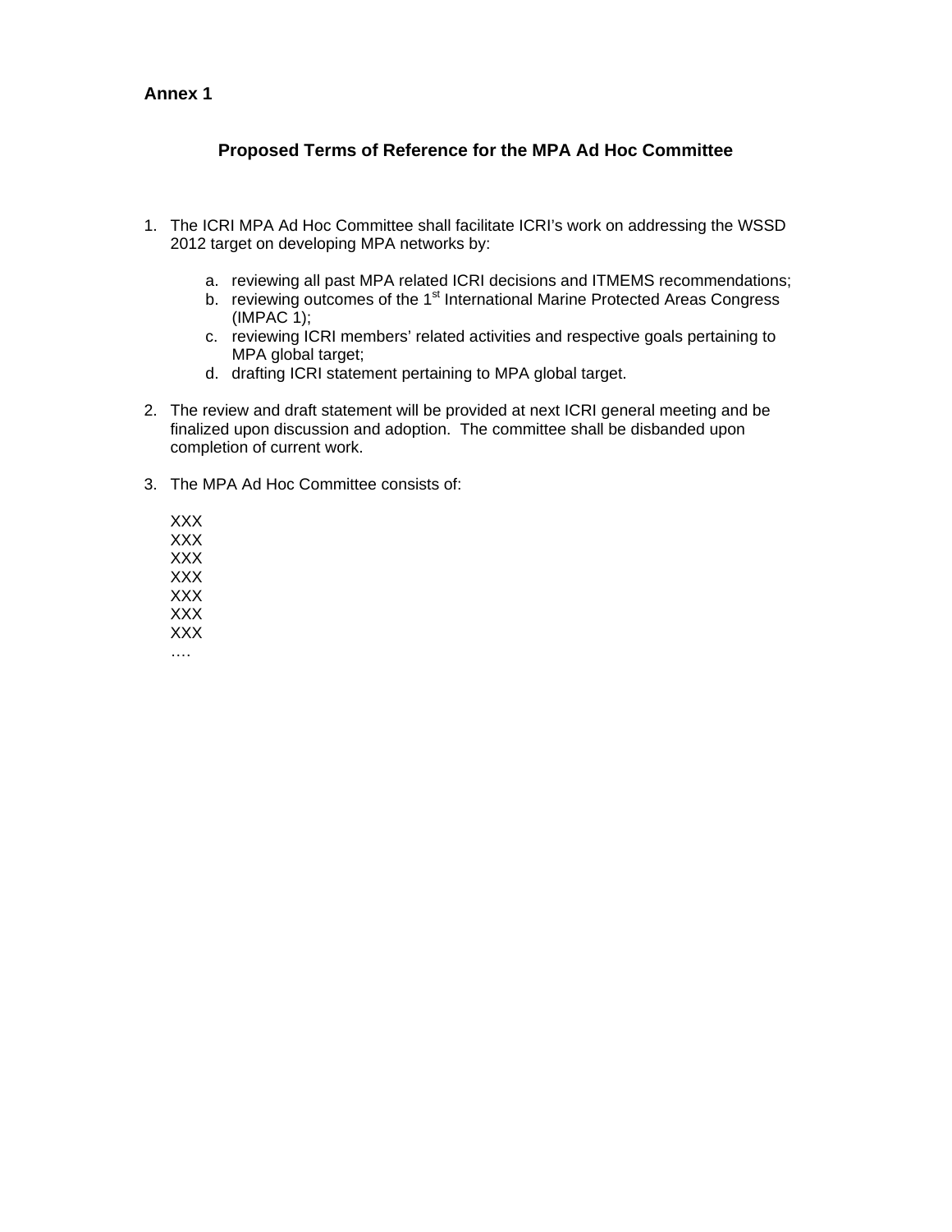**Annex 1**

## Proposed Terms of Reference for the MPA Ad Hoc Committee

1. The ICRI MPA Ad Hoc Committee shall facilitate ICRI's work on addressing the WSSD 2012 target on developing MPA networks by:

   a. reviewing all past MPA related ICRI decisions and ITMEMS recommendations;
   b. reviewing outcomes of the 1st International Marine Protected Areas Congress (IMPAC 1);
   c. reviewing ICRI members' related activities and respective goals pertaining to MPA global target;
   d. drafting ICRI statement pertaining to MPA global target.

2. The review and draft statement will be provided at next ICRI general meeting and be finalized upon discussion and adoption. The committee shall be disbanded upon completion of current work.

3. The MPA Ad Hoc Committee consists of:

   XXX
   XXX
   XXX
   XXX
   XXX
   XXX
   XXX
   ….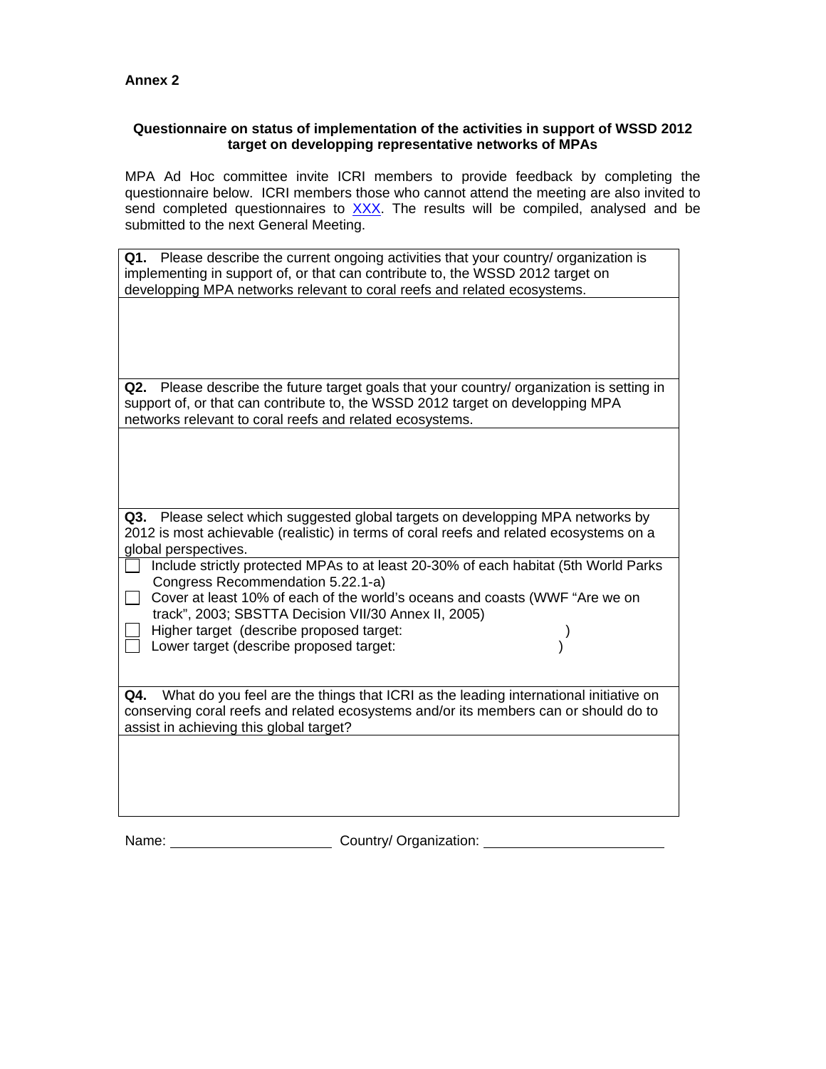**Annex 2**

**Questionnaire on status of implementation of the activities in support of WSSD 2012 target on developping representative networks of MPAs**

MPA Ad Hoc committee invite ICRI members to provide feedback by completing the questionnaire below. ICRI members those who cannot attend the meeting are also invited to send completed questionnaires to XXX. The results will be compiled, analysed and be submitted to the next General Meeting.

| |
|---|
| **Q1.** Please describe the current ongoing activities that your country/ organization is implementing in support of, or that can contribute to, the WSSD 2012 target on developping MPA networks relevant to coral reefs and related ecosystems. |
| |
| **Q2.** Please describe the future target goals that your country/ organization is setting in support of, or that can contribute to, the WSSD 2012 target on developping MPA networks relevant to coral reefs and related ecosystems. |
| |
| **Q3.** Please select which suggested global targets on developping MPA networks by 2012 is most achievable (realistic) in terms of coral reefs and related ecosystems on a global perspectives. |
| ☐ Include strictly protected MPAs to at least 20-30% of each habitat (5th World Parks Congress Recommendation 5.22.1-a)<br>☐ Cover at least 10% of each of the world's oceans and coasts (WWF "Are we on track", 2003; SBSTTA Decision VII/30 Annex II, 2005)<br>☐ Higher target (describe proposed target: )<br>☐ Lower target (describe proposed target: ) |
| **Q4.** What do you feel are the things that ICRI as the leading international initiative on conserving coral reefs and related ecosystems and/or its members can or should do to assist in achieving this global target? |
| |

Name: ____________________ Country/ Organization: ______________________